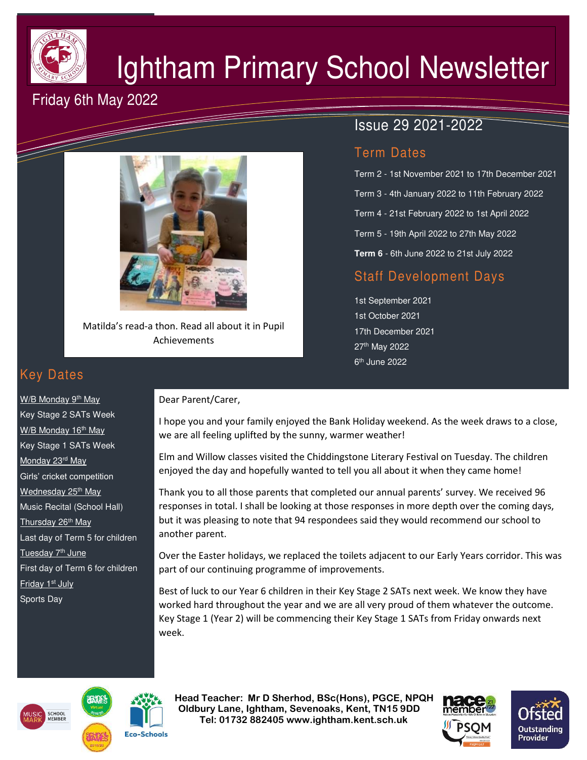# Ightham Primary School Newsletter

Friday 6th May 2022

Issue 29 2021-2022

Matilda's read-a thon. Read all about it in Pupil Achievements

## Term Dates

Term 2 - 1st November 2021 to 17th December 2021

Term 3 - 4th January 2022 to 11th February 2022

Term 4 - 21st February 2022 to 1st April 2022

Term 5 - 19th April 2022 to 27th May 2022

**Term 6** - 6th June 2022 to 21st July 2022

## Staff Development Days

1st September 2021

1st October 2021

17th December 2021

27th May 2022

6th June 2022

## Key Dates

W/B Monday 9th May
Key Stage 2 SATs Week

W/B Monday 16th May
Key Stage 1 SATs Week

Monday 23rd May
Girls' cricket competition

Wednesday 25th May
Music Recital (School Hall)

Thursday 26th May
Last day of Term 5 for children

Tuesday 7th June
First day of Term 6 for children

Friday 1st July
Sports Day

Dear Parent/Carer,

I hope you and your family enjoyed the Bank Holiday weekend. As the week draws to a close, we are all feeling uplifted by the sunny, warmer weather!

Elm and Willow classes visited the Chiddingstone Literary Festival on Tuesday. The children enjoyed the day and hopefully wanted to tell you all about it when they came home!

Thank you to all those parents that completed our annual parents' survey. We received 96 responses in total. I shall be looking at those responses in more depth over the coming days, but it was pleasing to note that 94 respondees said they would recommend our school to another parent.

Over the Easter holidays, we replaced the toilets adjacent to our Early Years corridor. This was part of our continuing programme of improvements.

Best of luck to our Year 6 children in their Key Stage 2 SATs next week. We know they have worked hard throughout the year and we are all very proud of them whatever the outcome. Key Stage 1 (Year 2) will be commencing their Key Stage 1 SATs from Friday onwards next week.

**Head Teacher: Mr D Sherhod, BSc(Hons), PGCE, NPQH**
**Oldbury Lane, Ightham, Sevenoaks, Kent, TN15 9DD**
**Tel: 01732 882405 www.ightham.kent.sch.uk**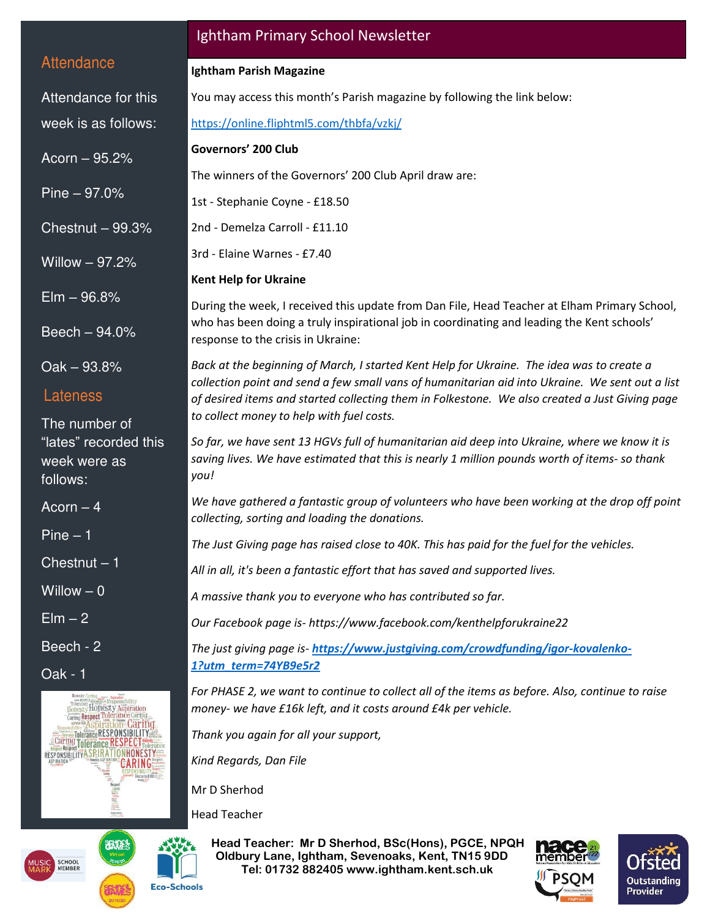# Ightham Primary School Newsletter

## Attendance

Attendance for this week is as follows:

Acorn – 95.2%

Pine – 97.0%

Chestnut – 99.3%

Willow – 97.2%

Elm – 96.8%

Beech – 94.0%

Oak – 93.8%

## Lateness

The number of "lates" recorded this week were as follows:

Acorn – 4

Pine – 1

Chestnut – 1

Willow – 0

Elm – 2

Beech - 2

Oak - 1

**Ightham Parish Magazine**

You may access this month's Parish magazine by following the link below:

https://online.fliphtml5.com/thbfa/vzkj/

**Governors' 200 Club**

The winners of the Governors' 200 Club April draw are:

1st - Stephanie Coyne - £18.50

2nd - Demelza Carroll - £11.10

3rd - Elaine Warnes - £7.40

**Kent Help for Ukraine**

During the week, I received this update from Dan File, Head Teacher at Elham Primary School, who has been doing a truly inspirational job in coordinating and leading the Kent schools' response to the crisis in Ukraine:

*Back at the beginning of March, I started Kent Help for Ukraine. The idea was to create a collection point and send a few small vans of humanitarian aid into Ukraine. We sent out a list of desired items and started collecting them in Folkestone. We also created a Just Giving page to collect money to help with fuel costs.*

*So far, we have sent 13 HGVs full of humanitarian aid deep into Ukraine, where we know it is saving lives. We have estimated that this is nearly 1 million pounds worth of items- so thank you!*

*We have gathered a fantastic group of volunteers who have been working at the drop off point collecting, sorting and loading the donations.*

*The Just Giving page has raised close to 40K. This has paid for the fuel for the vehicles.*

*All in all, it's been a fantastic effort that has saved and supported lives.*

*A massive thank you to everyone who has contributed so far.*

*Our Facebook page is- https://www.facebook.com/kenthelpforukraine22*

*The just giving page is-* ***https://www.justgiving.com/crowdfunding/igor-kovalenko-1?utm_term=74YB9e5r2***

*For PHASE 2, we want to continue to collect all of the items as before. Also, continue to raise money- we have £16k left, and it costs around £4k per vehicle.*

*Thank you again for all your support,*

*Kind Regards, Dan File*

Mr D Sherhod

Head Teacher

**Head Teacher: Mr D Sherhod, BSc(Hons), PGCE, NPQH**
**Oldbury Lane, Ightham, Sevenoaks, Kent, TN15 9DD**
**Tel: 01732 882405 www.ightham.kent.sch.uk**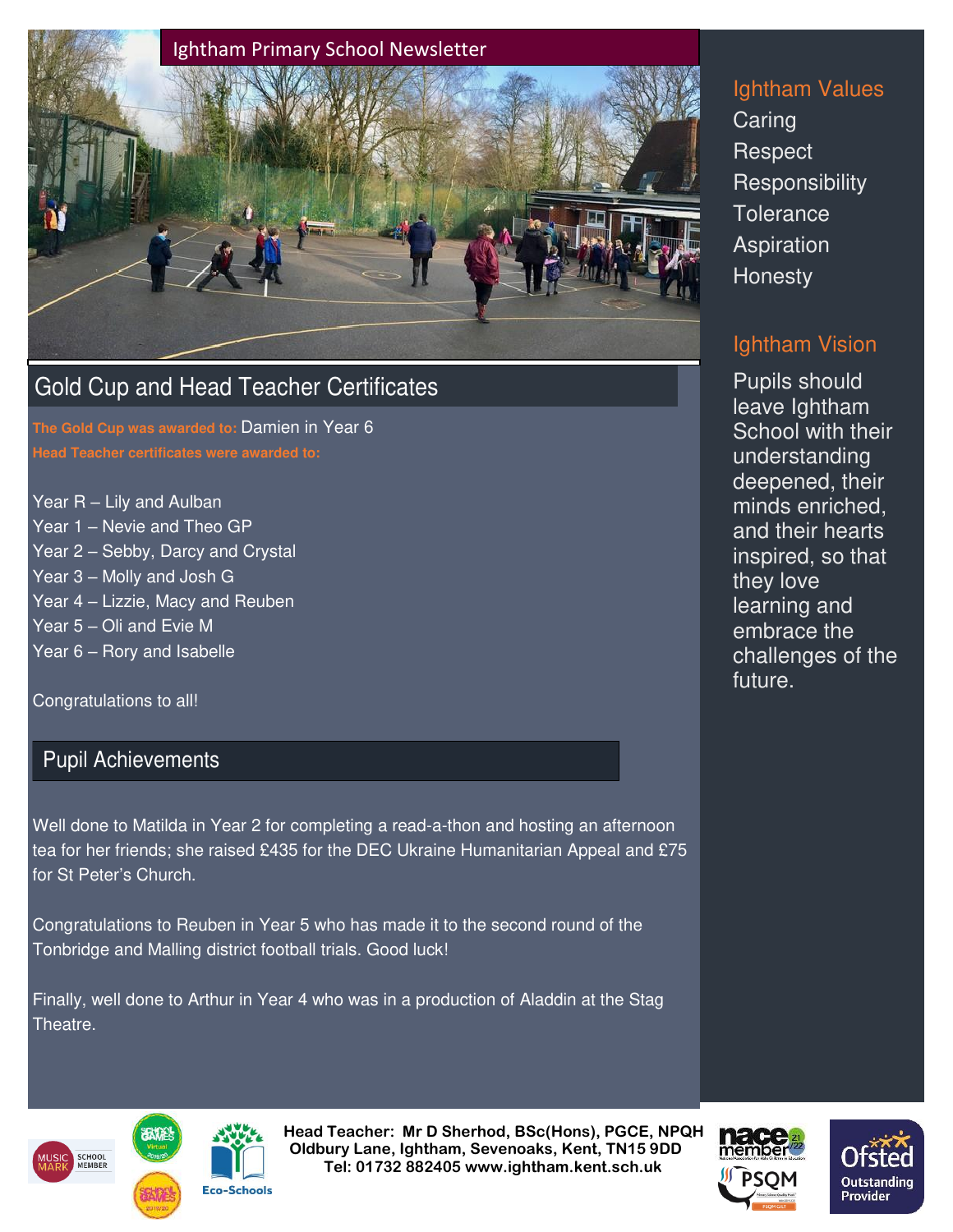Ightham Primary School Newsletter

## Gold Cup and Head Teacher Certificates

**The Gold Cup was awarded to:** Damien in Year 6

**Head Teacher certificates were awarded to:**

Year R – Lily and Aulban
Year 1 – Nevie and Theo GP
Year 2 – Sebby, Darcy and Crystal
Year 3 – Molly and Josh G
Year 4 – Lizzie, Macy and Reuben
Year 5 – Oli and Evie M
Year 6 – Rory and Isabelle

Congratulations to all!

## Pupil Achievements

Well done to Matilda in Year 2 for completing a read-a-thon and hosting an afternoon tea for her friends; she raised £435 for the DEC Ukraine Humanitarian Appeal and £75 for St Peter's Church.

Congratulations to Reuben in Year 5 who has made it to the second round of the Tonbridge and Malling district football trials. Good luck!

Finally, well done to Arthur in Year 4 who was in a production of Aladdin at the Stag Theatre.

## Ightham Values

Caring
Respect
Responsibility
Tolerance
Aspiration
Honesty

## Ightham Vision

Pupils should leave Ightham School with their understanding deepened, their minds enriched, and their hearts inspired, so that they love learning and embrace the challenges of the future.

**Head Teacher: Mr D Sherhod, BSc(Hons), PGCE, NPQH**
**Oldbury Lane, Ightham, Sevenoaks, Kent, TN15 9DD**
**Tel: 01732 882405 www.ightham.kent.sch.uk**